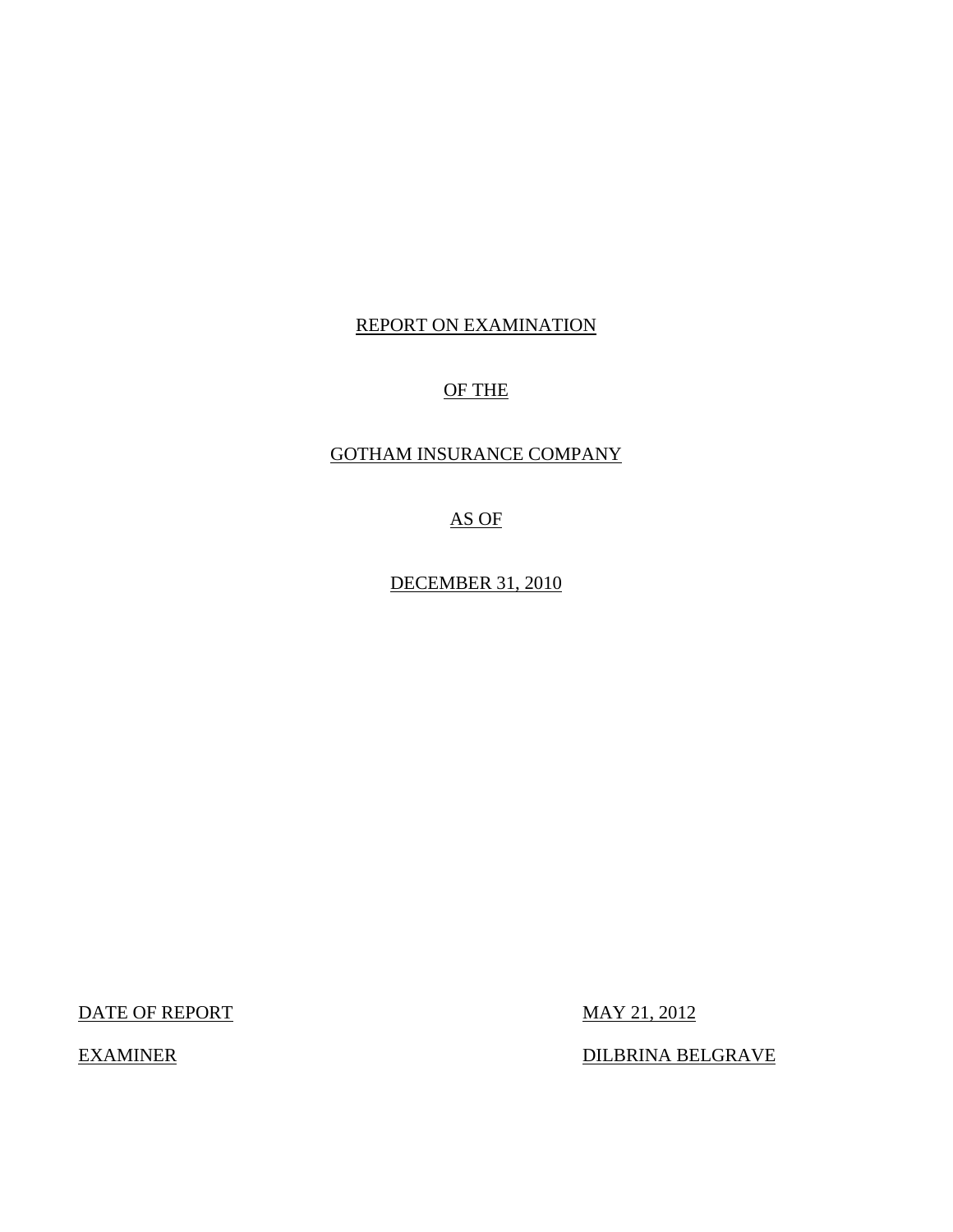# REPORT ON EXAMINATION

# OF THE

# GOTHAM INSURANCE COMPANY

# AS OF

# DECEMBER 31, 2010

| DATE OF REPORT | MAY 21, 2012 |
| --- | --- |
| EXAMINER | DILBRINA BELGRAVE |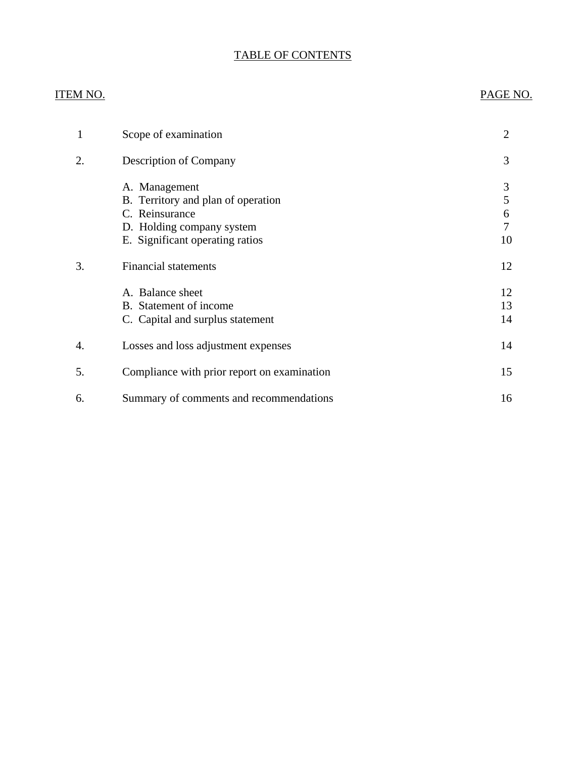# TABLE OF CONTENTS

| ITEM NO. | | PAGE NO. |
|---|---|---|
| 1 | Scope of examination | 2 |
| 2. | Description of Company | 3 |
| | A. Management | 3 |
| | B. Territory and plan of operation | 5 |
| | C. Reinsurance | 6 |
| | D. Holding company system | 7 |
| | E. Significant operating ratios | 10 |
| 3. | Financial statements | 12 |
| | A. Balance sheet | 12 |
| | B. Statement of income | 13 |
| | C. Capital and surplus statement | 14 |
| 4. | Losses and loss adjustment expenses | 14 |
| 5. | Compliance with prior report on examination | 15 |
| 6. | Summary of comments and recommendations | 16 |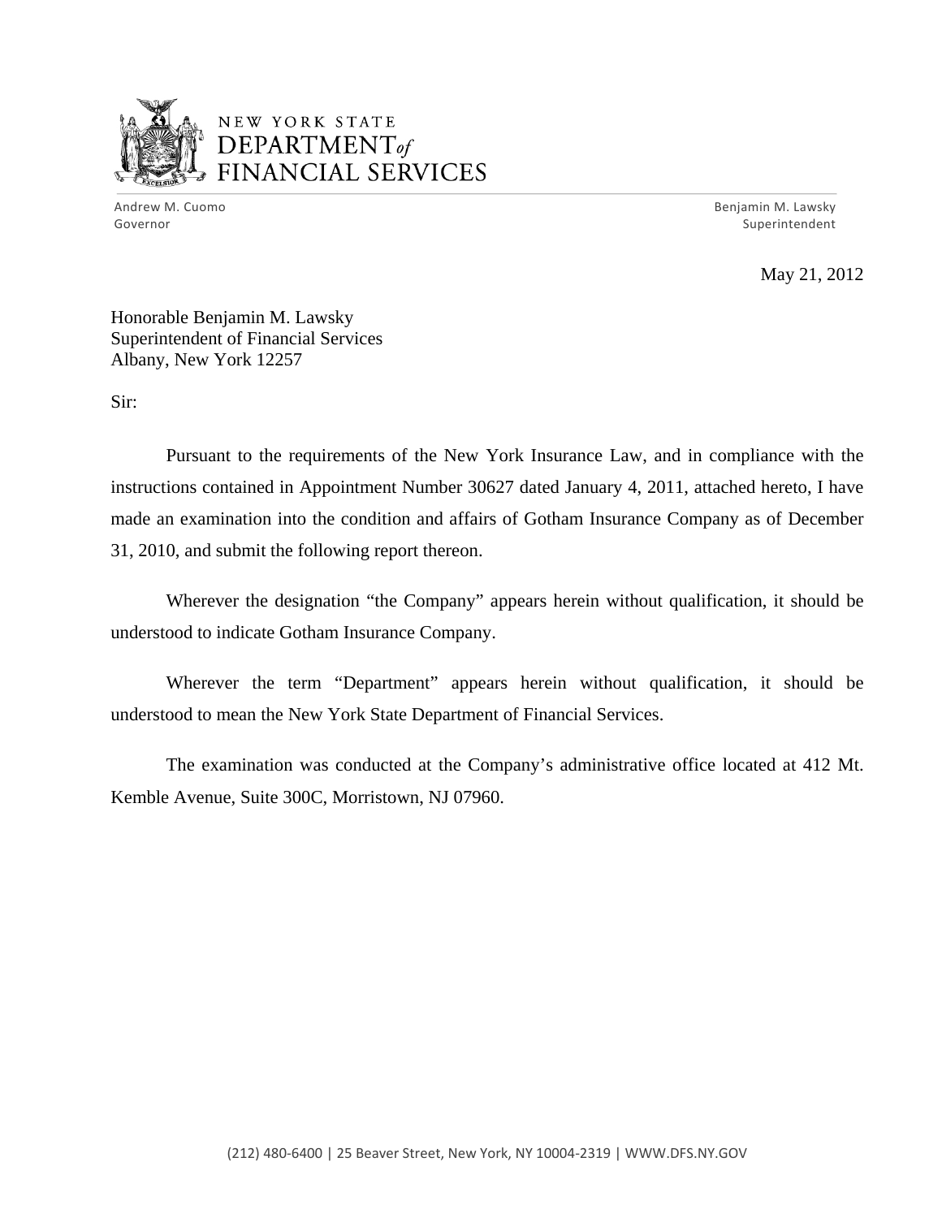NEW YORK STATE
DEPARTMENT *of*
FINANCIAL SERVICES

Andrew M. Cuomo
Governor

Benjamin M. Lawsky
Superintendent

May 21, 2012

Honorable Benjamin M. Lawsky
Superintendent of Financial Services
Albany, New York 12257

Sir:

Pursuant to the requirements of the New York Insurance Law, and in compliance with the instructions contained in Appointment Number 30627 dated January 4, 2011, attached hereto, I have made an examination into the condition and affairs of Gotham Insurance Company as of December 31, 2010, and submit the following report thereon.

Wherever the designation "the Company" appears herein without qualification, it should be understood to indicate Gotham Insurance Company.

Wherever the term "Department" appears herein without qualification, it should be understood to mean the New York State Department of Financial Services.

The examination was conducted at the Company's administrative office located at 412 Mt. Kemble Avenue, Suite 300C, Morristown, NJ 07960.

(212) 480-6400 | 25 Beaver Street, New York, NY 10004-2319 | WWW.DFS.NY.GOV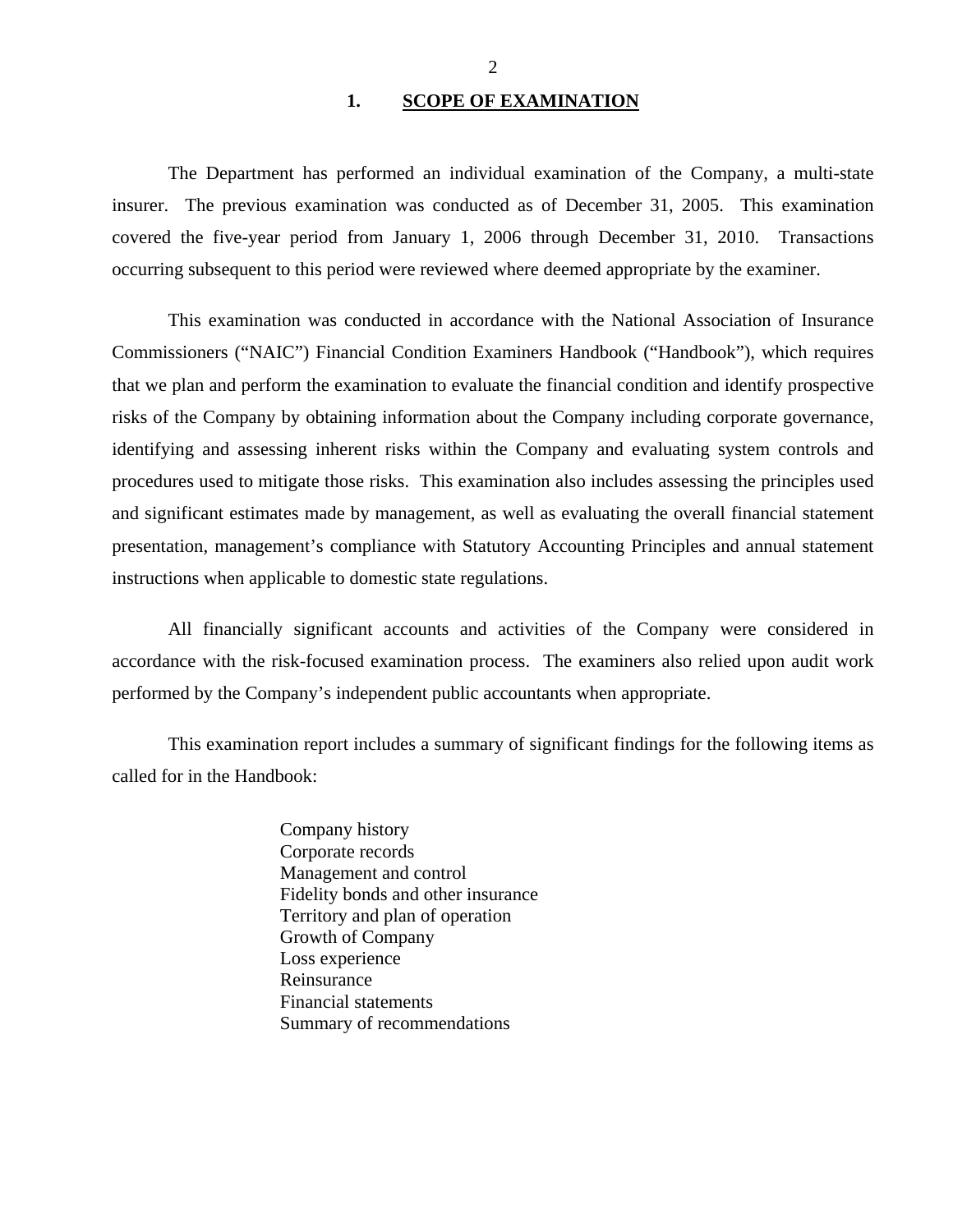## 1. SCOPE OF EXAMINATION

The Department has performed an individual examination of the Company, a multi-state insurer. The previous examination was conducted as of December 31, 2005. This examination covered the five-year period from January 1, 2006 through December 31, 2010. Transactions occurring subsequent to this period were reviewed where deemed appropriate by the examiner.

This examination was conducted in accordance with the National Association of Insurance Commissioners ("NAIC") Financial Condition Examiners Handbook ("Handbook"), which requires that we plan and perform the examination to evaluate the financial condition and identify prospective risks of the Company by obtaining information about the Company including corporate governance, identifying and assessing inherent risks within the Company and evaluating system controls and procedures used to mitigate those risks. This examination also includes assessing the principles used and significant estimates made by management, as well as evaluating the overall financial statement presentation, management's compliance with Statutory Accounting Principles and annual statement instructions when applicable to domestic state regulations.

All financially significant accounts and activities of the Company were considered in accordance with the risk-focused examination process. The examiners also relied upon audit work performed by the Company's independent public accountants when appropriate.

This examination report includes a summary of significant findings for the following items as called for in the Handbook:

- Company history
- Corporate records
- Management and control
- Fidelity bonds and other insurance
- Territory and plan of operation
- Growth of Company
- Loss experience
- Reinsurance
- Financial statements
- Summary of recommendations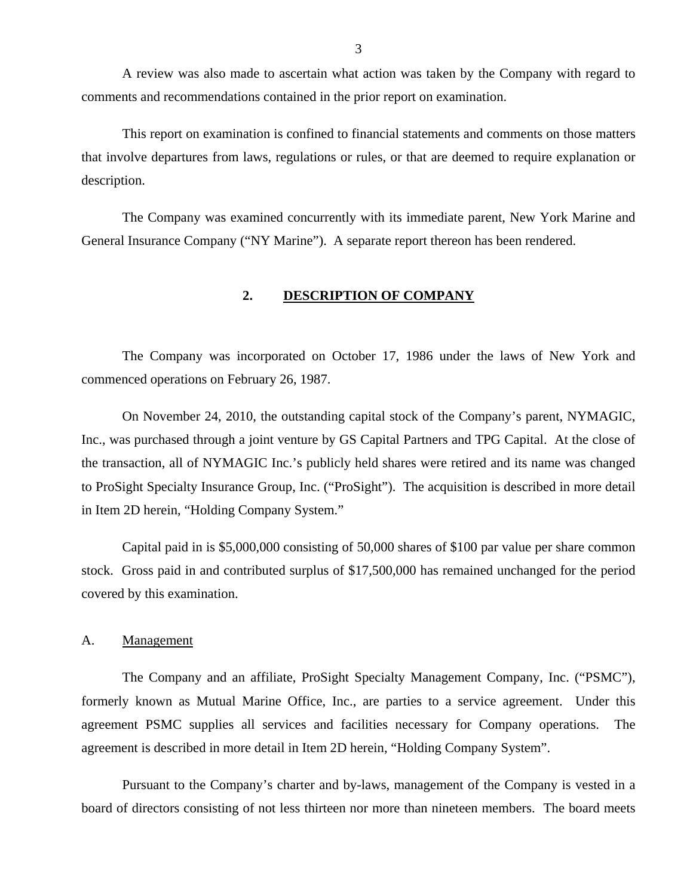A review was also made to ascertain what action was taken by the Company with regard to comments and recommendations contained in the prior report on examination.

This report on examination is confined to financial statements and comments on those matters that involve departures from laws, regulations or rules, or that are deemed to require explanation or description.

The Company was examined concurrently with its immediate parent, New York Marine and General Insurance Company ("NY Marine"). A separate report thereon has been rendered.

## 2. DESCRIPTION OF COMPANY

The Company was incorporated on October 17, 1986 under the laws of New York and commenced operations on February 26, 1987.

On November 24, 2010, the outstanding capital stock of the Company's parent, NYMAGIC, Inc., was purchased through a joint venture by GS Capital Partners and TPG Capital. At the close of the transaction, all of NYMAGIC Inc.'s publicly held shares were retired and its name was changed to ProSight Specialty Insurance Group, Inc. ("ProSight"). The acquisition is described in more detail in Item 2D herein, "Holding Company System."

Capital paid in is $5,000,000 consisting of 50,000 shares of $100 par value per share common stock. Gross paid in and contributed surplus of $17,500,000 has remained unchanged for the period covered by this examination.

### A. Management

The Company and an affiliate, ProSight Specialty Management Company, Inc. ("PSMC"), formerly known as Mutual Marine Office, Inc., are parties to a service agreement. Under this agreement PSMC supplies all services and facilities necessary for Company operations. The agreement is described in more detail in Item 2D herein, "Holding Company System".

Pursuant to the Company's charter and by-laws, management of the Company is vested in a board of directors consisting of not less thirteen nor more than nineteen members. The board meets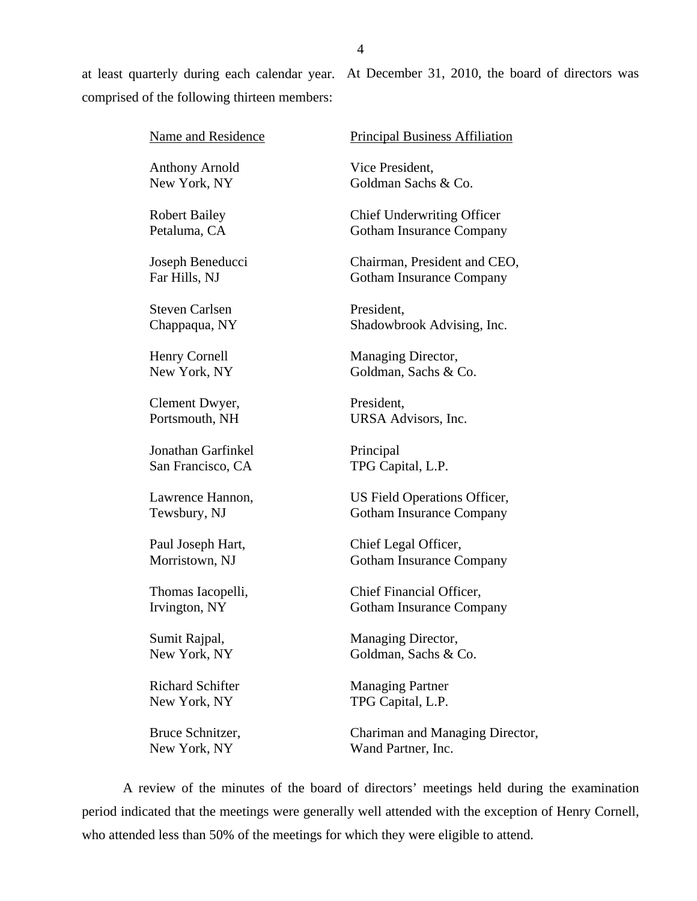at least quarterly during each calendar year. At December 31, 2010, the board of directors was comprised of the following thirteen members:

| Name and Residence | Principal Business Affiliation |
|---|---|
| Anthony Arnold<br>New York, NY | Vice President,<br>Goldman Sachs & Co. |
| Robert Bailey<br>Petaluma, CA | Chief Underwriting Officer<br>Gotham Insurance Company |
| Joseph Beneducci<br>Far Hills, NJ | Chairman, President and CEO,<br>Gotham Insurance Company |
| Steven Carlsen<br>Chappaqua, NY | President,<br>Shadowbrook Advising, Inc. |
| Henry Cornell<br>New York, NY | Managing Director,<br>Goldman, Sachs & Co. |
| Clement Dwyer,<br>Portsmouth, NH | President,<br>URSA Advisors, Inc. |
| Jonathan Garfinkel<br>San Francisco, CA | Principal<br>TPG Capital, L.P. |
| Lawrence Hannon,<br>Tewsbury, NJ | US Field Operations Officer,<br>Gotham Insurance Company |
| Paul Joseph Hart,<br>Morristown, NJ | Chief Legal Officer,<br>Gotham Insurance Company |
| Thomas Iacopelli,<br>Irvington, NY | Chief Financial Officer,<br>Gotham Insurance Company |
| Sumit Rajpal,<br>New York, NY | Managing Director,<br>Goldman, Sachs & Co. |
| Richard Schifter<br>New York, NY | Managing Partner<br>TPG Capital, L.P. |
| Bruce Schnitzer,<br>New York, NY | Chariman and Managing Director,<br>Wand Partner, Inc. |

A review of the minutes of the board of directors' meetings held during the examination period indicated that the meetings were generally well attended with the exception of Henry Cornell, who attended less than 50% of the meetings for which they were eligible to attend.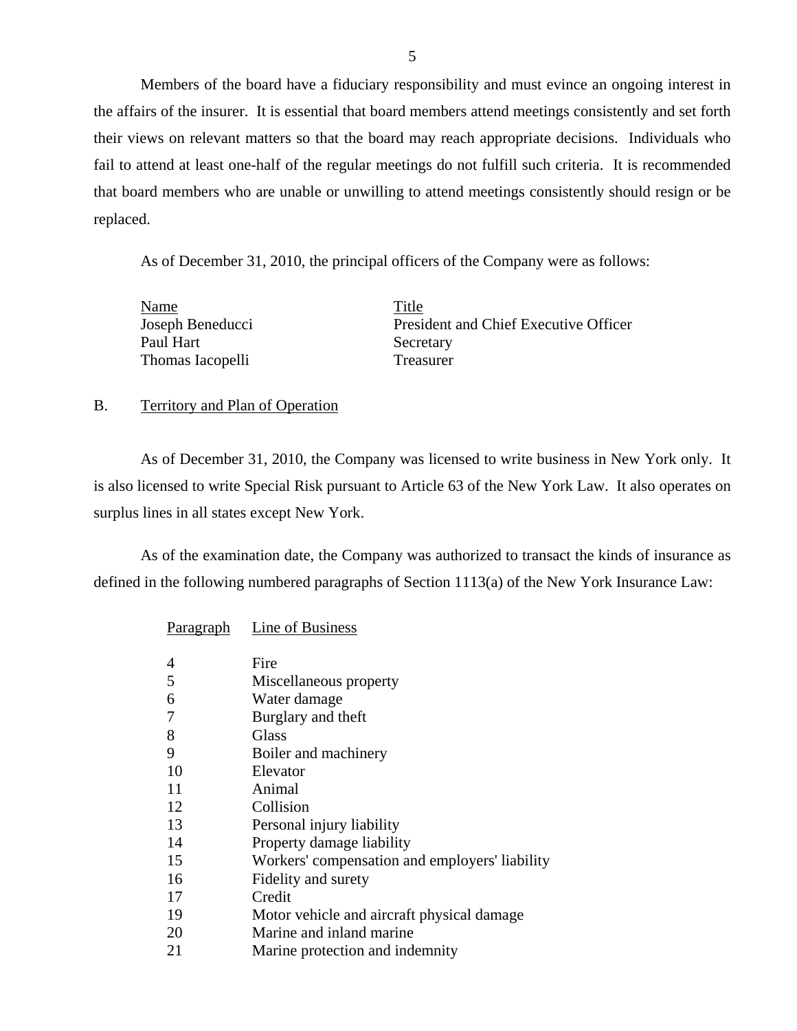Members of the board have a fiduciary responsibility and must evince an ongoing interest in the affairs of the insurer. It is essential that board members attend meetings consistently and set forth their views on relevant matters so that the board may reach appropriate decisions. Individuals who fail to attend at least one-half of the regular meetings do not fulfill such criteria. It is recommended that board members who are unable or unwilling to attend meetings consistently should resign or be replaced.

As of December 31, 2010, the principal officers of the Company were as follows:

| Name | Title |
|---|---|
| Joseph Beneducci | President and Chief Executive Officer |
| Paul Hart | Secretary |
| Thomas Iacopelli | Treasurer |

## B. Territory and Plan of Operation

As of December 31, 2010, the Company was licensed to write business in New York only. It is also licensed to write Special Risk pursuant to Article 63 of the New York Law. It also operates on surplus lines in all states except New York.

As of the examination date, the Company was authorized to transact the kinds of insurance as defined in the following numbered paragraphs of Section 1113(a) of the New York Insurance Law:

| Paragraph | Line of Business |
|---|---|
| 4 | Fire |
| 5 | Miscellaneous property |
| 6 | Water damage |
| 7 | Burglary and theft |
| 8 | Glass |
| 9 | Boiler and machinery |
| 10 | Elevator |
| 11 | Animal |
| 12 | Collision |
| 13 | Personal injury liability |
| 14 | Property damage liability |
| 15 | Workers' compensation and employers' liability |
| 16 | Fidelity and surety |
| 17 | Credit |
| 19 | Motor vehicle and aircraft physical damage |
| 20 | Marine and inland marine |
| 21 | Marine protection and indemnity |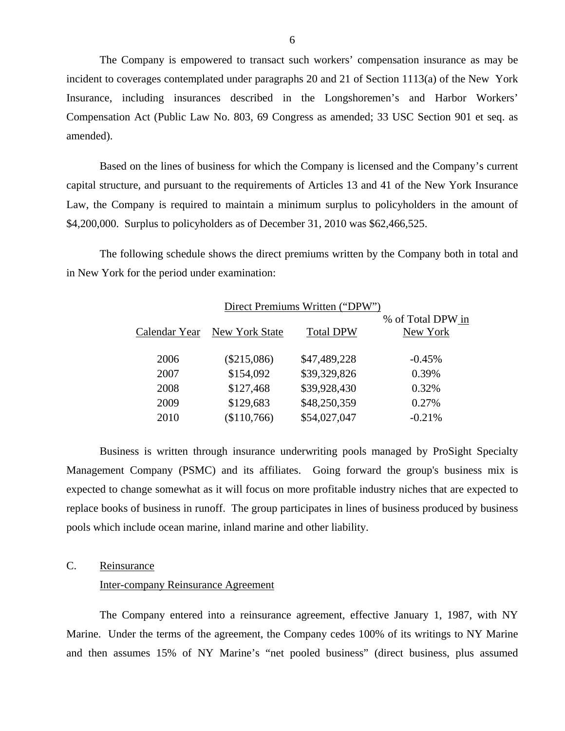The Company is empowered to transact such workers' compensation insurance as may be incident to coverages contemplated under paragraphs 20 and 21 of Section 1113(a) of the New York Insurance, including insurances described in the Longshoremen's and Harbor Workers' Compensation Act (Public Law No. 803, 69 Congress as amended; 33 USC Section 901 et seq. as amended).

Based on the lines of business for which the Company is licensed and the Company's current capital structure, and pursuant to the requirements of Articles 13 and 41 of the New York Insurance Law, the Company is required to maintain a minimum surplus to policyholders in the amount of $4,200,000. Surplus to policyholders as of December 31, 2010 was $62,466,525.

The following schedule shows the direct premiums written by the Company both in total and in New York for the period under examination:

| | Direct Premiums Written ("DPW") | | |
|---|---|---|---|
| Calendar Year | New York State | Total DPW | % of Total DPW in New York |
| 2006 | ($215,086) | $47,489,228 | -0.45% |
| 2007 | $154,092 | $39,329,826 | 0.39% |
| 2008 | $127,468 | $39,928,430 | 0.32% |
| 2009 | $129,683 | $48,250,359 | 0.27% |
| 2010 | ($110,766) | $54,027,047 | -0.21% |

Business is written through insurance underwriting pools managed by ProSight Specialty Management Company (PSMC) and its affiliates. Going forward the group's business mix is expected to change somewhat as it will focus on more profitable industry niches that are expected to replace books of business in runoff. The group participates in lines of business produced by business pools which include ocean marine, inland marine and other liability.

## C. Reinsurance

### Inter-company Reinsurance Agreement

The Company entered into a reinsurance agreement, effective January 1, 1987, with NY Marine. Under the terms of the agreement, the Company cedes 100% of its writings to NY Marine and then assumes 15% of NY Marine's "net pooled business" (direct business, plus assumed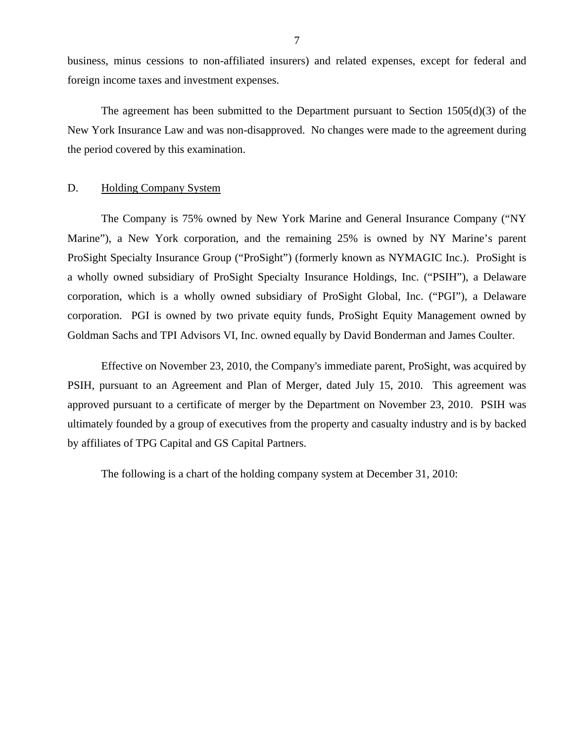business, minus cessions to non-affiliated insurers) and related expenses, except for federal and foreign income taxes and investment expenses.

The agreement has been submitted to the Department pursuant to Section 1505(d)(3) of the New York Insurance Law and was non-disapproved. No changes were made to the agreement during the period covered by this examination.

D. Holding Company System

The Company is 75% owned by New York Marine and General Insurance Company ("NY Marine"), a New York corporation, and the remaining 25% is owned by NY Marine's parent ProSight Specialty Insurance Group ("ProSight") (formerly known as NYMAGIC Inc.). ProSight is a wholly owned subsidiary of ProSight Specialty Insurance Holdings, Inc. ("PSIH"), a Delaware corporation, which is a wholly owned subsidiary of ProSight Global, Inc. ("PGI"), a Delaware corporation. PGI is owned by two private equity funds, ProSight Equity Management owned by Goldman Sachs and TPI Advisors VI, Inc. owned equally by David Bonderman and James Coulter.

Effective on November 23, 2010, the Company's immediate parent, ProSight, was acquired by PSIH, pursuant to an Agreement and Plan of Merger, dated July 15, 2010. This agreement was approved pursuant to a certificate of merger by the Department on November 23, 2010. PSIH was ultimately founded by a group of executives from the property and casualty industry and is by backed by affiliates of TPG Capital and GS Capital Partners.

The following is a chart of the holding company system at December 31, 2010: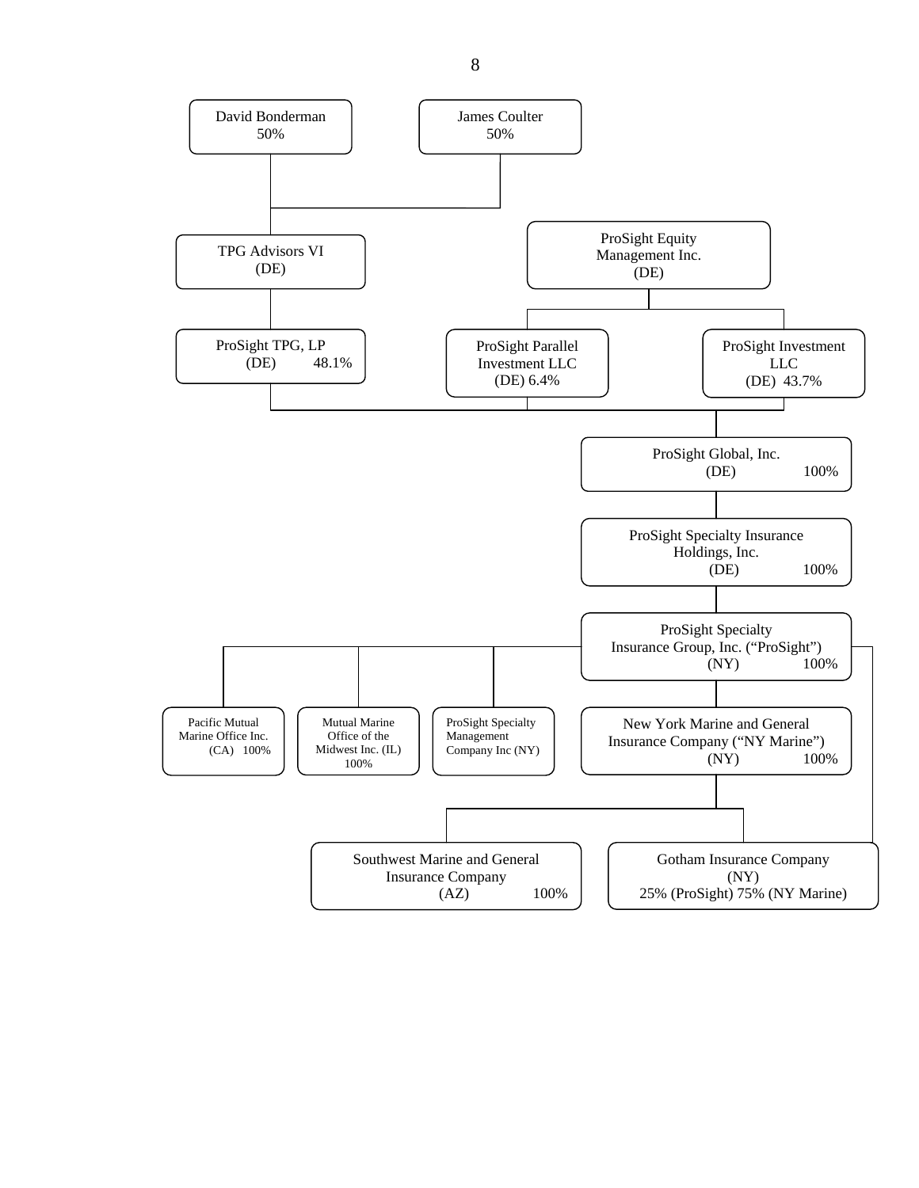David Bonderman 50%

James Coulter 50%

TPG Advisors VI (DE)

ProSight Equity Management Inc. (DE)

ProSight TPG, LP (DE) 48.1%

ProSight Parallel Investment LLC (DE) 6.4%

ProSight Investment LLC (DE) 43.7%

ProSight Global, Inc. (DE) 100%

ProSight Specialty Insurance Holdings, Inc. (DE) 100%

ProSight Specialty Insurance Group, Inc. ("ProSight") (NY) 100%

Pacific Mutual Marine Office Inc. (CA) 100%

Mutual Marine Office of the Midwest Inc. (IL) 100%

ProSight Specialty Management Company Inc (NY)

New York Marine and General Insurance Company ("NY Marine") (NY) 100%

Southwest Marine and General Insurance Company (AZ) 100%

Gotham Insurance Company (NY) 25% (ProSight) 75% (NY Marine)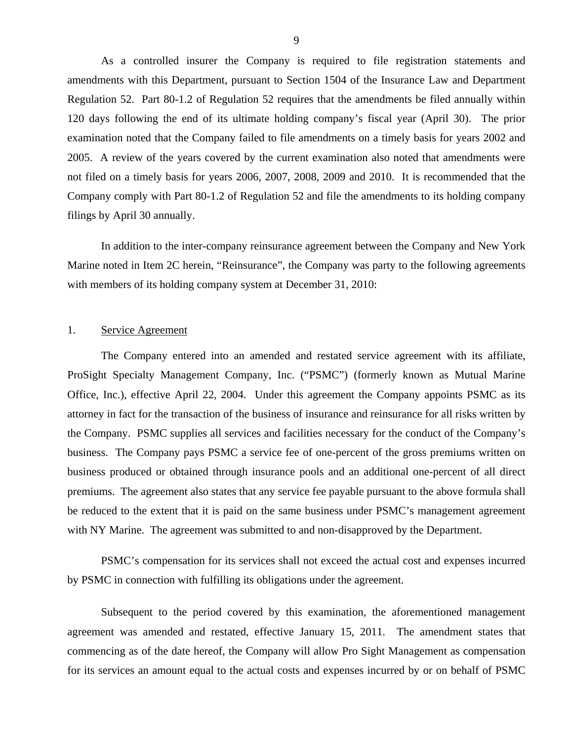As a controlled insurer the Company is required to file registration statements and amendments with this Department, pursuant to Section 1504 of the Insurance Law and Department Regulation 52. Part 80-1.2 of Regulation 52 requires that the amendments be filed annually within 120 days following the end of its ultimate holding company's fiscal year (April 30). The prior examination noted that the Company failed to file amendments on a timely basis for years 2002 and 2005. A review of the years covered by the current examination also noted that amendments were not filed on a timely basis for years 2006, 2007, 2008, 2009 and 2010. It is recommended that the Company comply with Part 80-1.2 of Regulation 52 and file the amendments to its holding company filings by April 30 annually.

In addition to the inter-company reinsurance agreement between the Company and New York Marine noted in Item 2C herein, "Reinsurance", the Company was party to the following agreements with members of its holding company system at December 31, 2010:

1. Service Agreement

The Company entered into an amended and restated service agreement with its affiliate, ProSight Specialty Management Company, Inc. ("PSMC") (formerly known as Mutual Marine Office, Inc.), effective April 22, 2004. Under this agreement the Company appoints PSMC as its attorney in fact for the transaction of the business of insurance and reinsurance for all risks written by the Company. PSMC supplies all services and facilities necessary for the conduct of the Company's business. The Company pays PSMC a service fee of one-percent of the gross premiums written on business produced or obtained through insurance pools and an additional one-percent of all direct premiums. The agreement also states that any service fee payable pursuant to the above formula shall be reduced to the extent that it is paid on the same business under PSMC's management agreement with NY Marine. The agreement was submitted to and non-disapproved by the Department.

PSMC's compensation for its services shall not exceed the actual cost and expenses incurred by PSMC in connection with fulfilling its obligations under the agreement.

Subsequent to the period covered by this examination, the aforementioned management agreement was amended and restated, effective January 15, 2011. The amendment states that commencing as of the date hereof, the Company will allow Pro Sight Management as compensation for its services an amount equal to the actual costs and expenses incurred by or on behalf of PSMC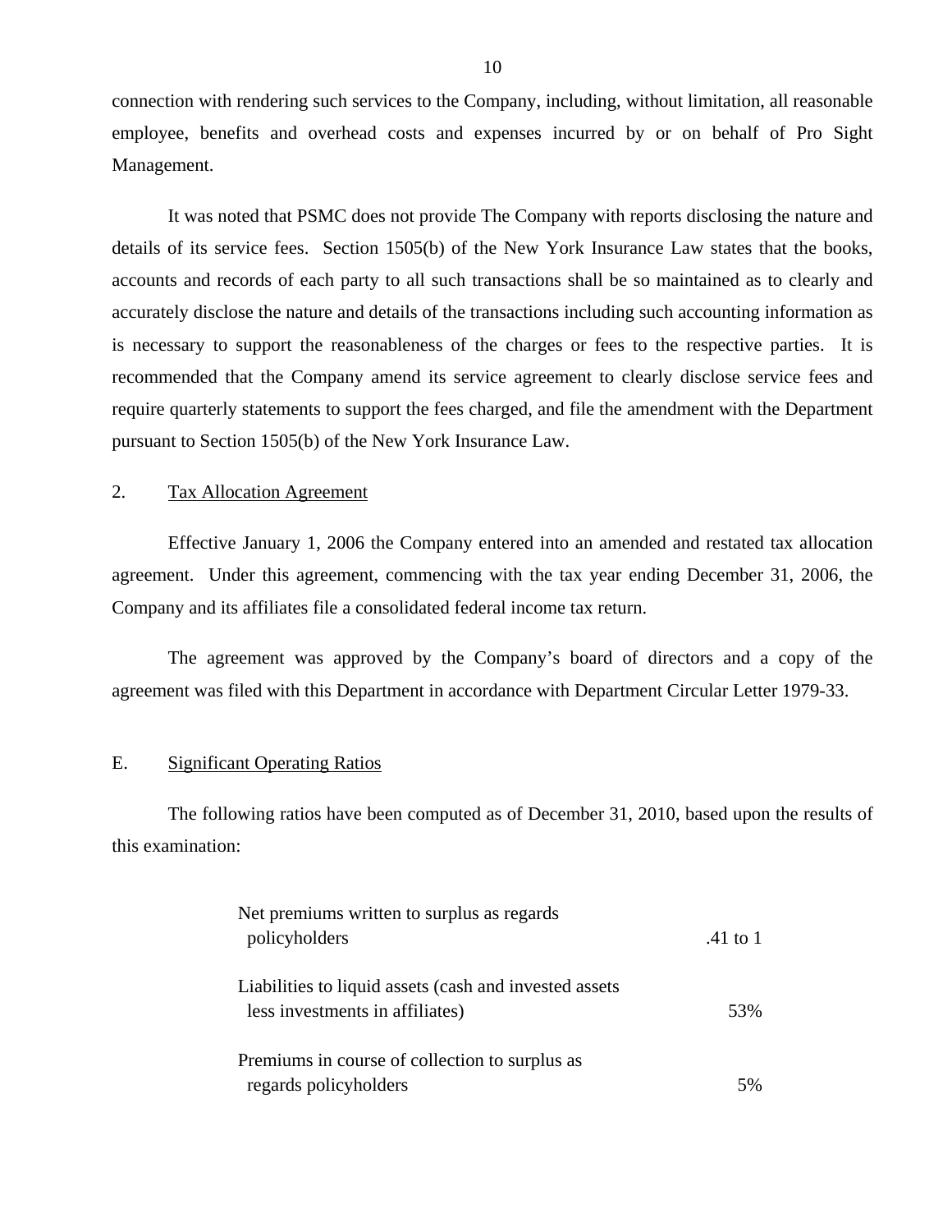connection with rendering such services to the Company, including, without limitation, all reasonable employee, benefits and overhead costs and expenses incurred by or on behalf of Pro Sight Management.

It was noted that PSMC does not provide The Company with reports disclosing the nature and details of its service fees. Section 1505(b) of the New York Insurance Law states that the books, accounts and records of each party to all such transactions shall be so maintained as to clearly and accurately disclose the nature and details of the transactions including such accounting information as is necessary to support the reasonableness of the charges or fees to the respective parties. It is recommended that the Company amend its service agreement to clearly disclose service fees and require quarterly statements to support the fees charged, and file the amendment with the Department pursuant to Section 1505(b) of the New York Insurance Law.

2. Tax Allocation Agreement

Effective January 1, 2006 the Company entered into an amended and restated tax allocation agreement. Under this agreement, commencing with the tax year ending December 31, 2006, the Company and its affiliates file a consolidated federal income tax return.

The agreement was approved by the Company's board of directors and a copy of the agreement was filed with this Department in accordance with Department Circular Letter 1979-33.

## E. Significant Operating Ratios

The following ratios have been computed as of December 31, 2010, based upon the results of this examination:

| | |
|---|---|
| Net premiums written to surplus as regards policyholders | .41 to 1 |
| Liabilities to liquid assets (cash and invested assets less investments in affiliates) | 53% |
| Premiums in course of collection to surplus as regards policyholders | 5% |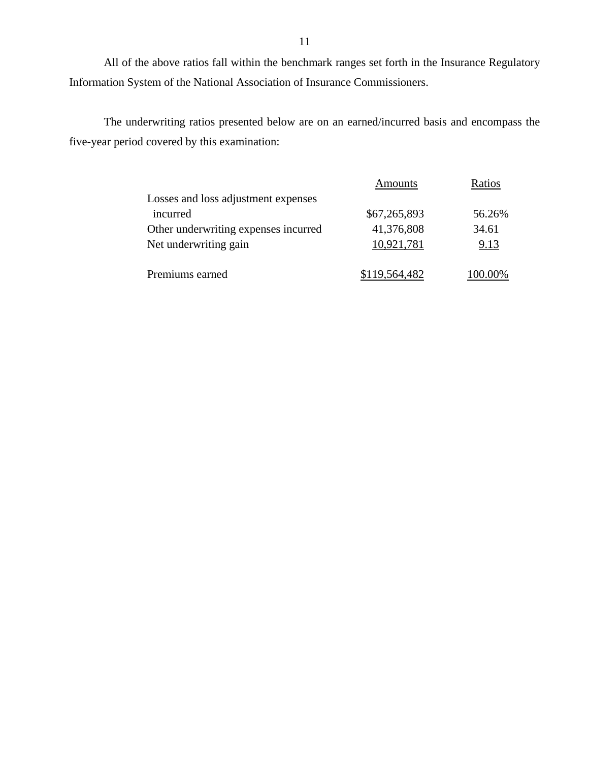All of the above ratios fall within the benchmark ranges set forth in the Insurance Regulatory Information System of the National Association of Insurance Commissioners.

The underwriting ratios presented below are on an earned/incurred basis and encompass the five-year period covered by this examination:

| | Amounts | Ratios |
|---|---|---|
| Losses and loss adjustment expenses incurred | $67,265,893 | 56.26% |
| Other underwriting expenses incurred | 41,376,808 | 34.61 |
| Net underwriting gain | 10,921,781 | 9.13 |
| Premiums earned | $119,564,482 | 100.00% |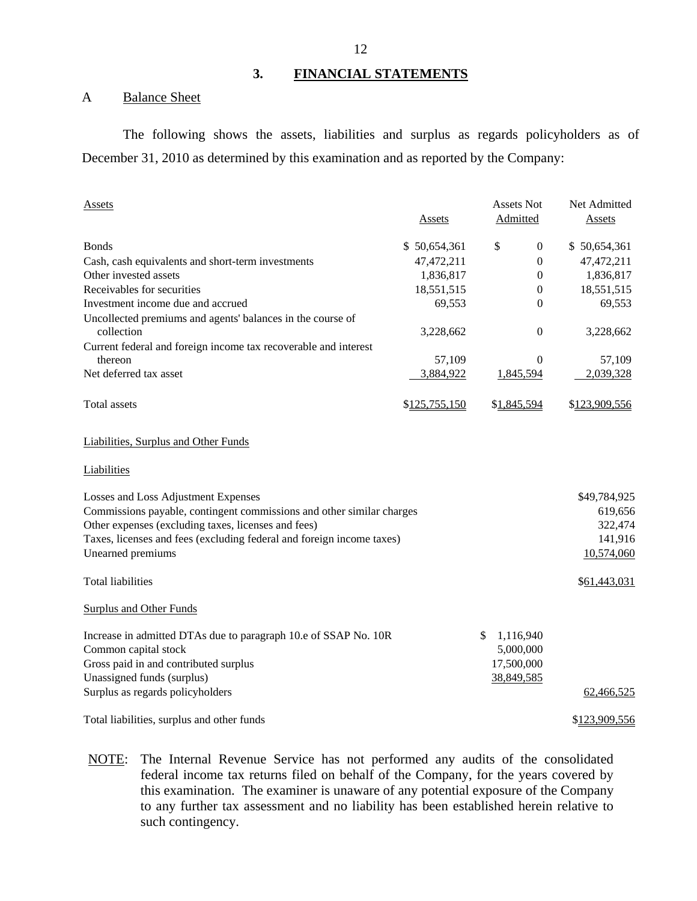## 3. FINANCIAL STATEMENTS

### A Balance Sheet

The following shows the assets, liabilities and surplus as regards policyholders as of December 31, 2010 as determined by this examination and as reported by the Company:

| Assets | Assets | Assets Not Admitted | Net Admitted Assets |
|---|---|---|---|
| Bonds | $ 50,654,361 | $ 0 | $ 50,654,361 |
| Cash, cash equivalents and short-term investments | 47,472,211 | 0 | 47,472,211 |
| Other invested assets | 1,836,817 | 0 | 1,836,817 |
| Receivables for securities | 18,551,515 | 0 | 18,551,515 |
| Investment income due and accrued | 69,553 | 0 | 69,553 |
| Uncollected premiums and agents' balances in the course of collection | 3,228,662 | 0 | 3,228,662 |
| Current federal and foreign income tax recoverable and interest thereon | 57,109 | 0 | 57,109 |
| Net deferred tax asset | 3,884,922 | 1,845,594 | 2,039,328 |
| Total assets | $125,755,150 | $1,845,594 | $123,909,556 |

| Liabilities, Surplus and Other Funds | | |
|---|---|---|
| **Liabilities** | | |
| Losses and Loss Adjustment Expenses | | $49,784,925 |
| Commissions payable, contingent commissions and other similar charges | | 619,656 |
| Other expenses (excluding taxes, licenses and fees) | | 322,474 |
| Taxes, licenses and fees (excluding federal and foreign income taxes) | | 141,916 |
| Unearned premiums | | 10,574,060 |
| Total liabilities | | $61,443,031 |
| **Surplus and Other Funds** | | |
| Increase in admitted DTAs due to paragraph 10.e of SSAP No. 10R | $ 1,116,940 | |
| Common capital stock | 5,000,000 | |
| Gross paid in and contributed surplus | 17,500,000 | |
| Unassigned funds (surplus) | 38,849,585 | |
| Surplus as regards policyholders | | 62,466,525 |
| Total liabilities, surplus and other funds | | $123,909,556 |

NOTE: The Internal Revenue Service has not performed any audits of the consolidated federal income tax returns filed on behalf of the Company, for the years covered by this examination. The examiner is unaware of any potential exposure of the Company to any further tax assessment and no liability has been established herein relative to such contingency.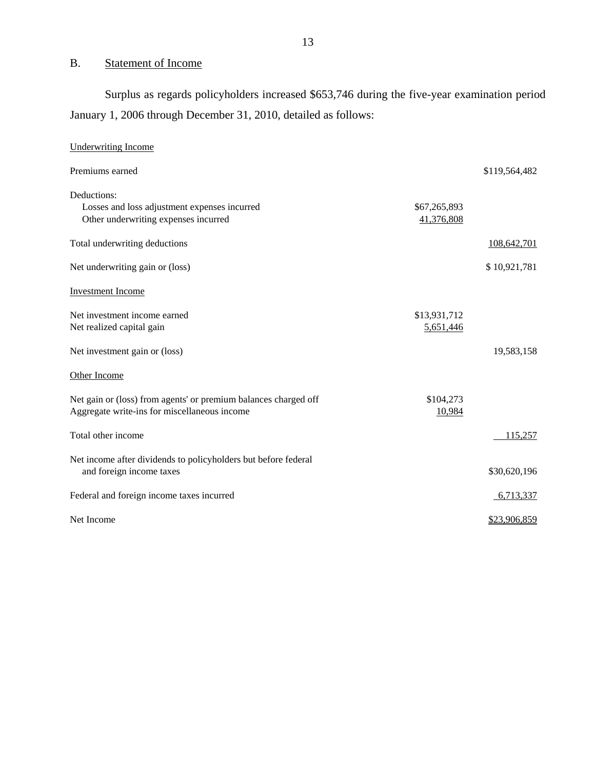## B. Statement of Income

Surplus as regards policyholders increased $653,746 during the five-year examination period January 1, 2006 through December 31, 2010, detailed as follows:

| | | |
|---|---|---|
| Underwriting Income | | |
| Premiums earned | | $119,564,482 |
| Deductions: | | |
| Losses and loss adjustment expenses incurred | $67,265,893 | |
| Other underwriting expenses incurred | 41,376,808 | |
| Total underwriting deductions | | 108,642,701 |
| Net underwriting gain or (loss) | | $ 10,921,781 |
| Investment Income | | |
| Net investment income earned | $13,931,712 | |
| Net realized capital gain | 5,651,446 | |
| Net investment gain or (loss) | | 19,583,158 |
| Other Income | | |
| Net gain or (loss) from agents' or premium balances charged off | $104,273 | |
| Aggregate write-ins for miscellaneous income | 10,984 | |
| Total other income | | 115,257 |
| Net income after dividends to policyholders but before federal and foreign income taxes | | $30,620,196 |
| Federal and foreign income taxes incurred | | 6,713,337 |
| Net Income | | $23,906,859 |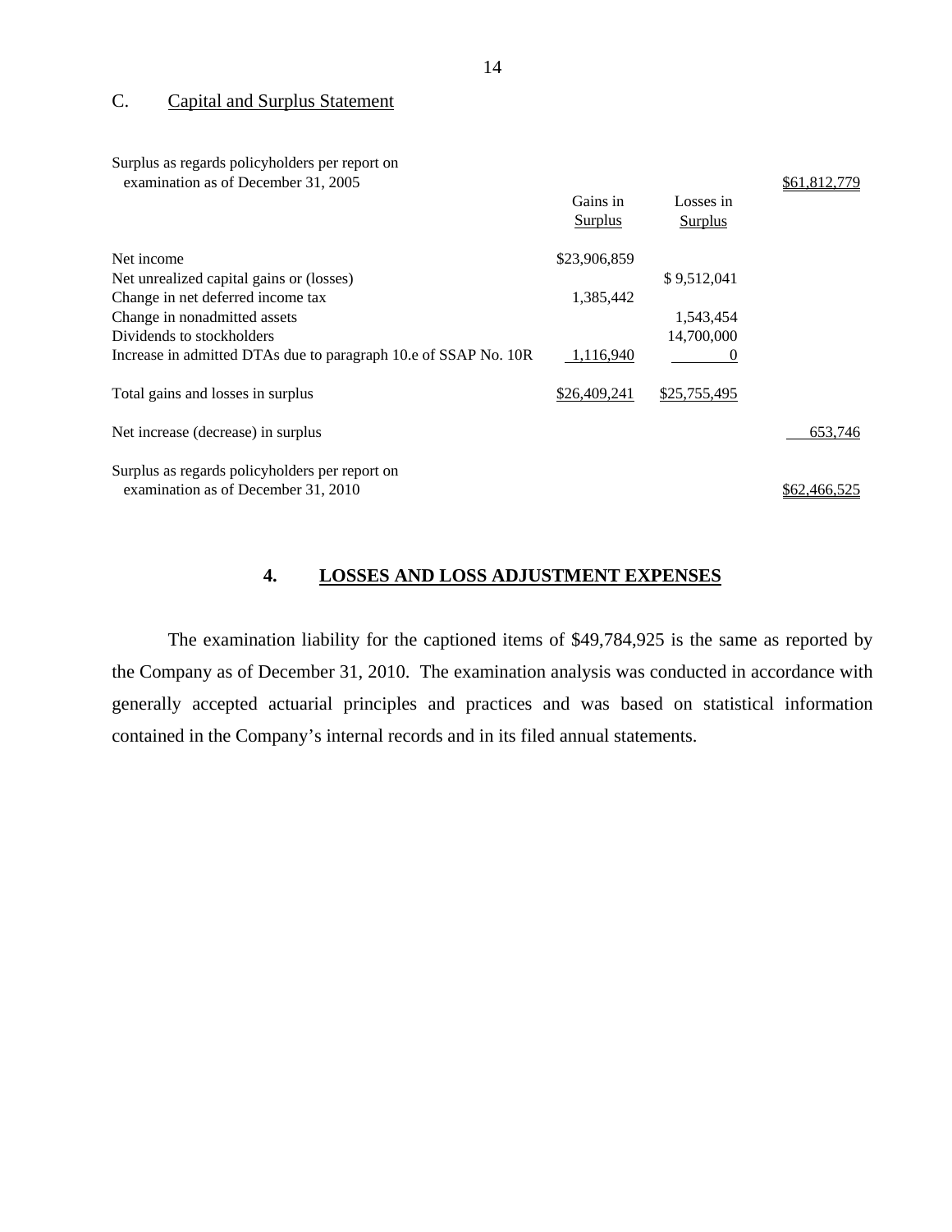## C. Capital and Surplus Statement

| | Gains in Surplus | Losses in Surplus | |
|---|---|---|---|
| Surplus as regards policyholders per report on examination as of December 31, 2005 | | | $61,812,779 |
| Net income | $23,906,859 | | |
| Net unrealized capital gains or (losses) | | $ 9,512,041 | |
| Change in net deferred income tax | 1,385,442 | | |
| Change in nonadmitted assets | | 1,543,454 | |
| Dividends to stockholders | | 14,700,000 | |
| Increase in admitted DTAs due to paragraph 10.e of SSAP No. 10R | 1,116,940 | 0 | |
| Total gains and losses in surplus | $26,409,241 | $25,755,495 | |
| Net increase (decrease) in surplus | | | 653,746 |
| Surplus as regards policyholders per report on examination as of December 31, 2010 | | | $62,466,525 |

# 4. LOSSES AND LOSS ADJUSTMENT EXPENSES

The examination liability for the captioned items of $49,784,925 is the same as reported by the Company as of December 31, 2010. The examination analysis was conducted in accordance with generally accepted actuarial principles and practices and was based on statistical information contained in the Company's internal records and in its filed annual statements.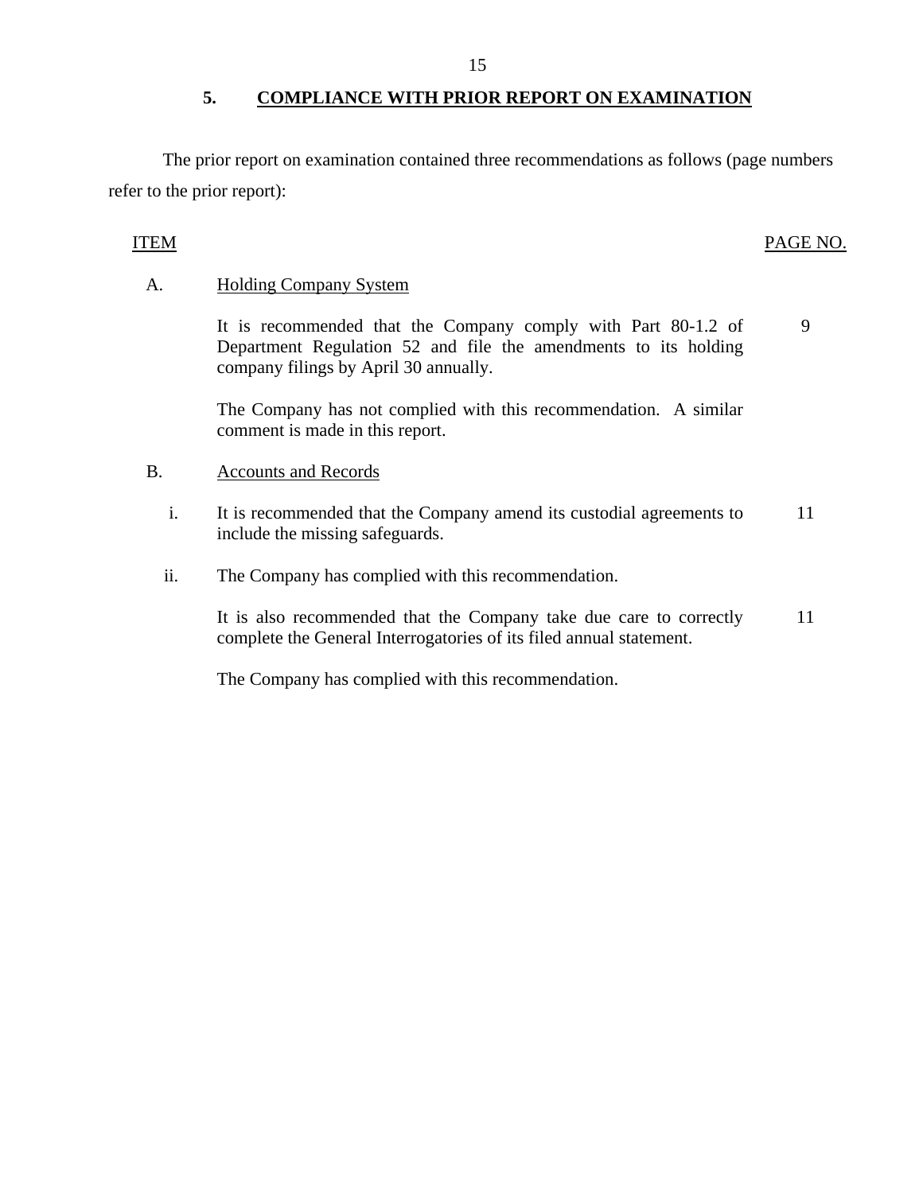## 5. COMPLIANCE WITH PRIOR REPORT ON EXAMINATION

The prior report on examination contained three recommendations as follows (page numbers refer to the prior report):

| ITEM | | PAGE NO. |
|---|---|---|
| A. | Holding Company System | |
| | It is recommended that the Company comply with Part 80-1.2 of Department Regulation 52 and file the amendments to its holding company filings by April 30 annually. | 9 |
| | The Company has not complied with this recommendation. A similar comment is made in this report. | |
| B. | Accounts and Records | |
| i. | It is recommended that the Company amend its custodial agreements to include the missing safeguards. | 11 |
| ii. | The Company has complied with this recommendation. | |
| | It is also recommended that the Company take due care to correctly complete the General Interrogatories of its filed annual statement. | 11 |
| | The Company has complied with this recommendation. | |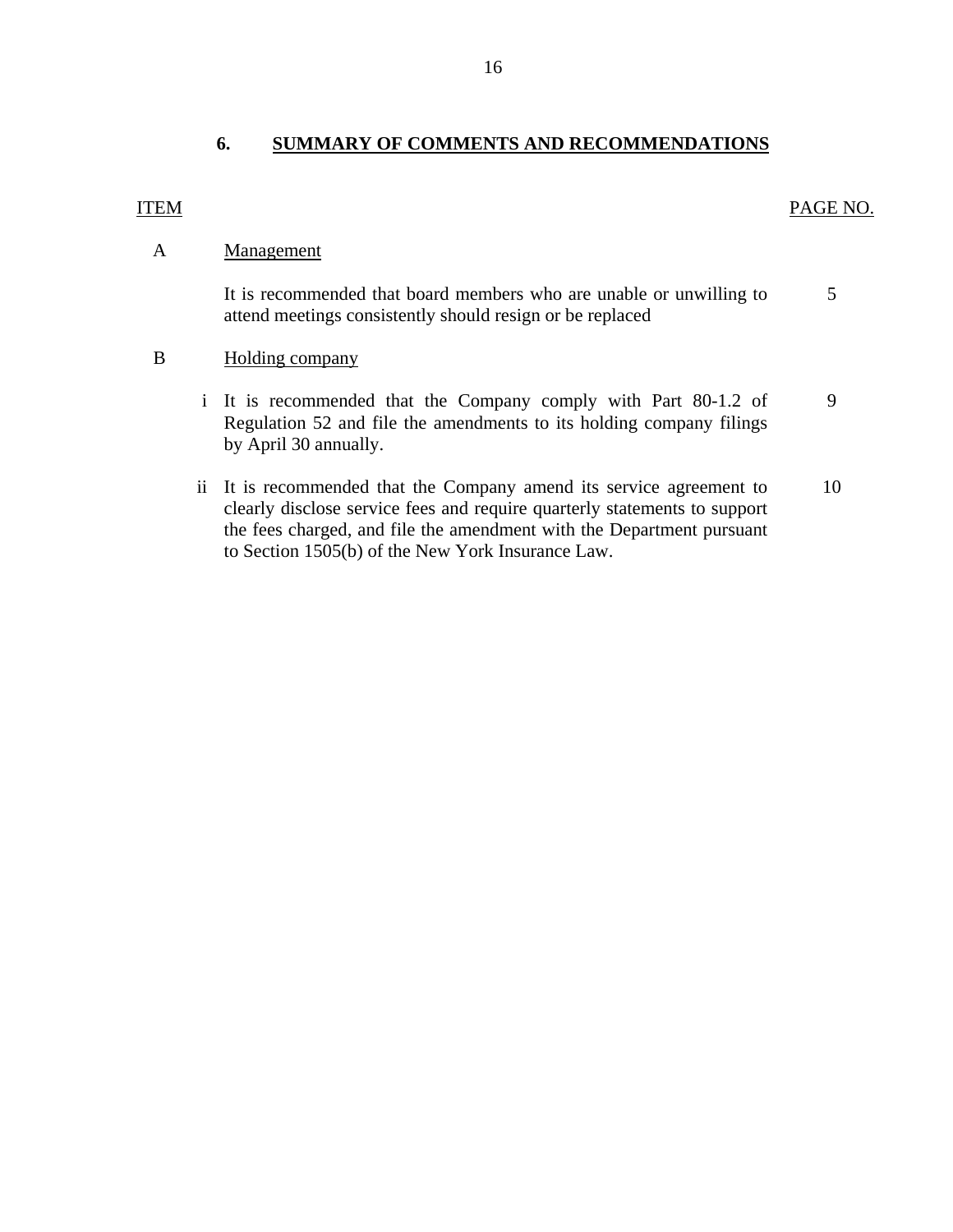## 6. SUMMARY OF COMMENTS AND RECOMMENDATIONS

| ITEM | | | PAGE NO. |
|---|---|---|---|
| A | | Management | |
| | | It is recommended that board members who are unable or unwilling to attend meetings consistently should resign or be replaced | 5 |
| B | | Holding company | |
| | i | It is recommended that the Company comply with Part 80-1.2 of Regulation 52 and file the amendments to its holding company filings by April 30 annually. | 9 |
| | ii | It is recommended that the Company amend its service agreement to clearly disclose service fees and require quarterly statements to support the fees charged, and file the amendment with the Department pursuant to Section 1505(b) of the New York Insurance Law. | 10 |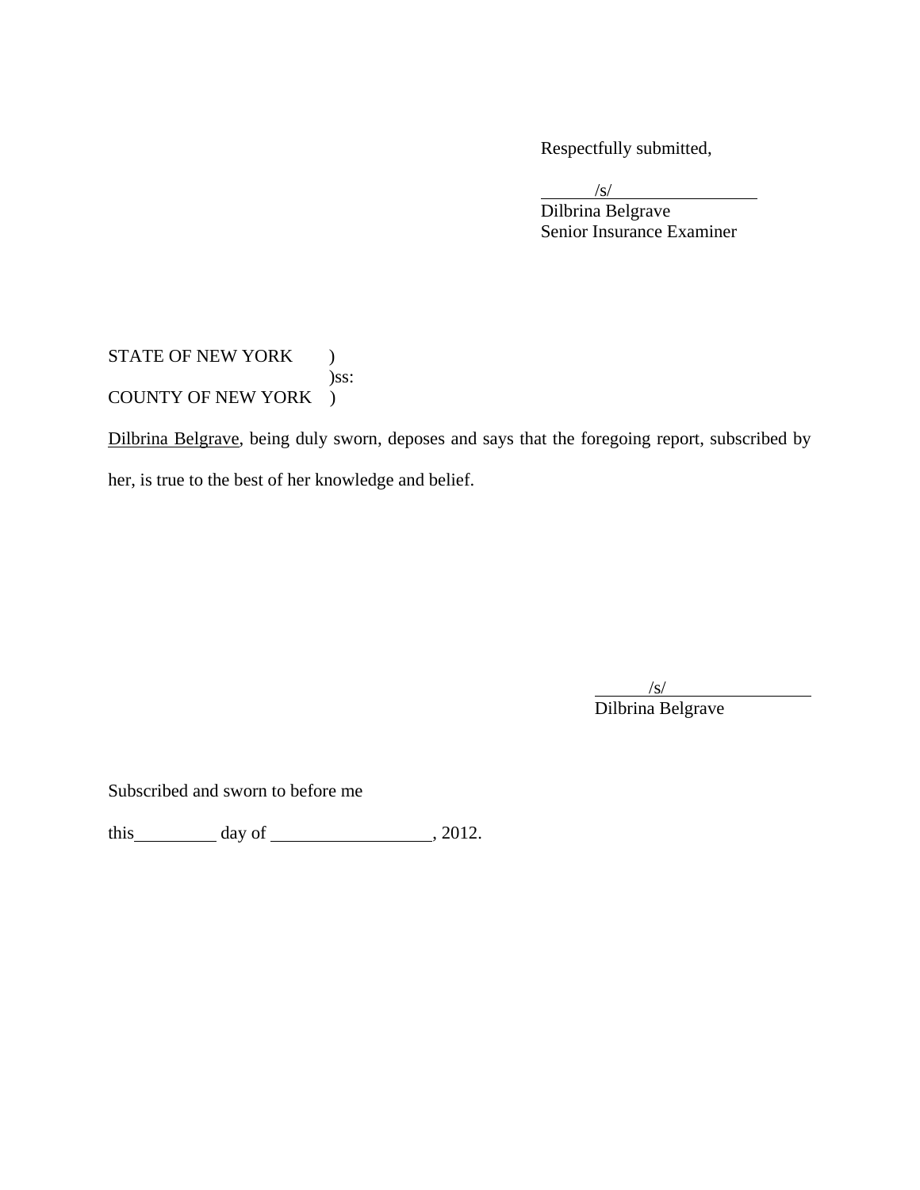Respectfully submitted,

/s/
Dilbrina Belgrave
Senior Insurance Examiner

STATE OF NEW YORK )
)ss:
COUNTY OF NEW YORK )

Dilbrina Belgrave, being duly sworn, deposes and says that the foregoing report, subscribed by her, is true to the best of her knowledge and belief.

/s/
Dilbrina Belgrave

Subscribed and sworn to before me

this\_\_\_\_\_\_\_\_\_ day of \_\_\_\_\_\_\_\_\_\_\_\_\_\_\_\_\_, 2012.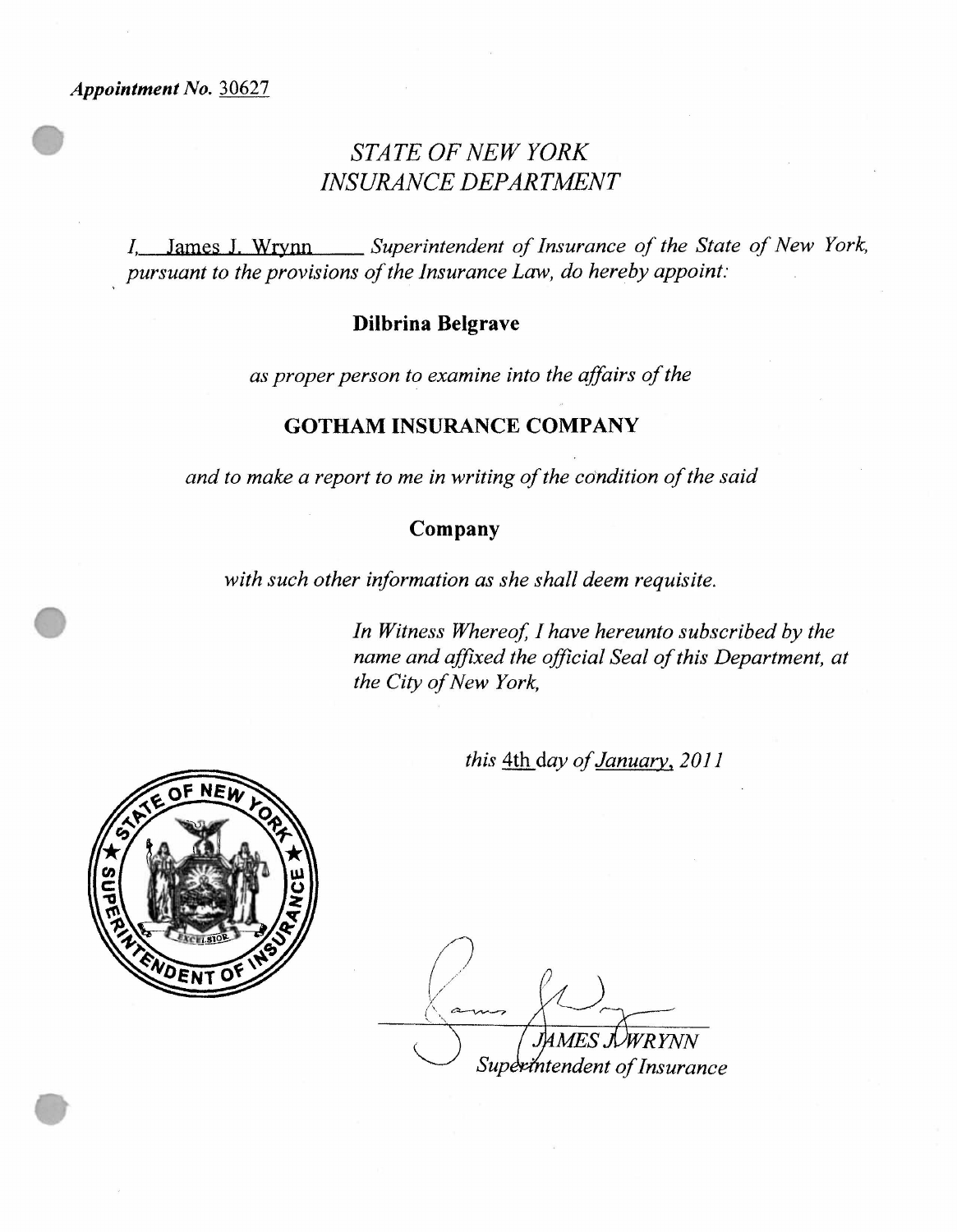*Appointment No.* 30627

## *STATE OF NEW YORK*
## *INSURANCE DEPARTMENT*

*I,* James J. Wrynn *Superintendent of Insurance of the State of New York, pursuant to the provisions of the Insurance Law, do hereby appoint:*

**Dilbrina Belgrave**

*as proper person to examine into the affairs of the*

**GOTHAM INSURANCE COMPANY**

*and to make a report to me in writing of the condition of the said*

**Company**

*with such other information as she shall deem requisite.*

*In Witness Whereof, I have hereunto subscribed by the name and affixed the official Seal of this Department, at the City of New York,*

*this* 4th *day of January, 2011*

STATE OF NEW YORK ★ SUPERINTENDENT OF INSURANCE ★ EXCELSIOR

*JAMES J. WRYNN*
*Superintendent of Insurance*